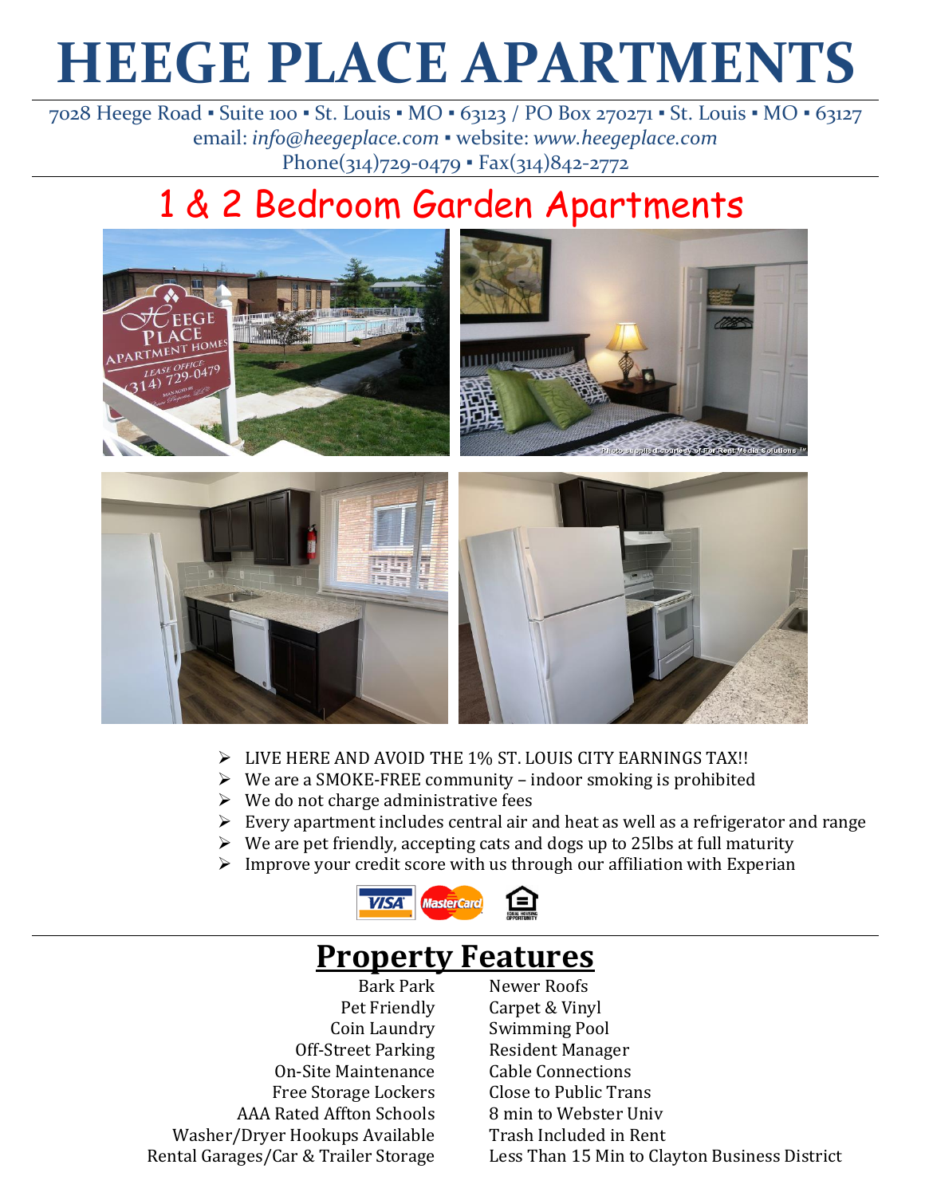# HEEGE PLACE APARTMENTS

7028 Heege Road ▪ Suite 100 ▪ St. Louis ▪ MO ▪ 63123 / PO Box 270271 ▪ St. Louis ▪ MO ▪ 63127
email: *info@heegeplace.com* ▪ website: *www.heegeplace.com*
Phone(314)729-0479 ▪ Fax(314)842-2772

## 1 & 2 Bedroom Garden Apartments

- LIVE HERE AND AVOID THE 1% ST. LOUIS CITY EARNINGS TAX!!
- We are a SMOKE-FREE community – indoor smoking is prohibited
- We do not charge administrative fees
- Every apartment includes central air and heat as well as a refrigerator and range
- We are pet friendly, accepting cats and dogs up to 25lbs at full maturity
- Improve your credit score with us through our affiliation with Experian

## Property Features

Bark Park
Pet Friendly
Coin Laundry
Off-Street Parking
On-Site Maintenance
Free Storage Lockers
AAA Rated Affton Schools
Washer/Dryer Hookups Available
Rental Garages/Car & Trailer Storage
Newer Roofs
Carpet & Vinyl
Swimming Pool
Resident Manager
Cable Connections
Close to Public Trans
8 min to Webster Univ
Trash Included in Rent
Less Than 15 Min to Clayton Business District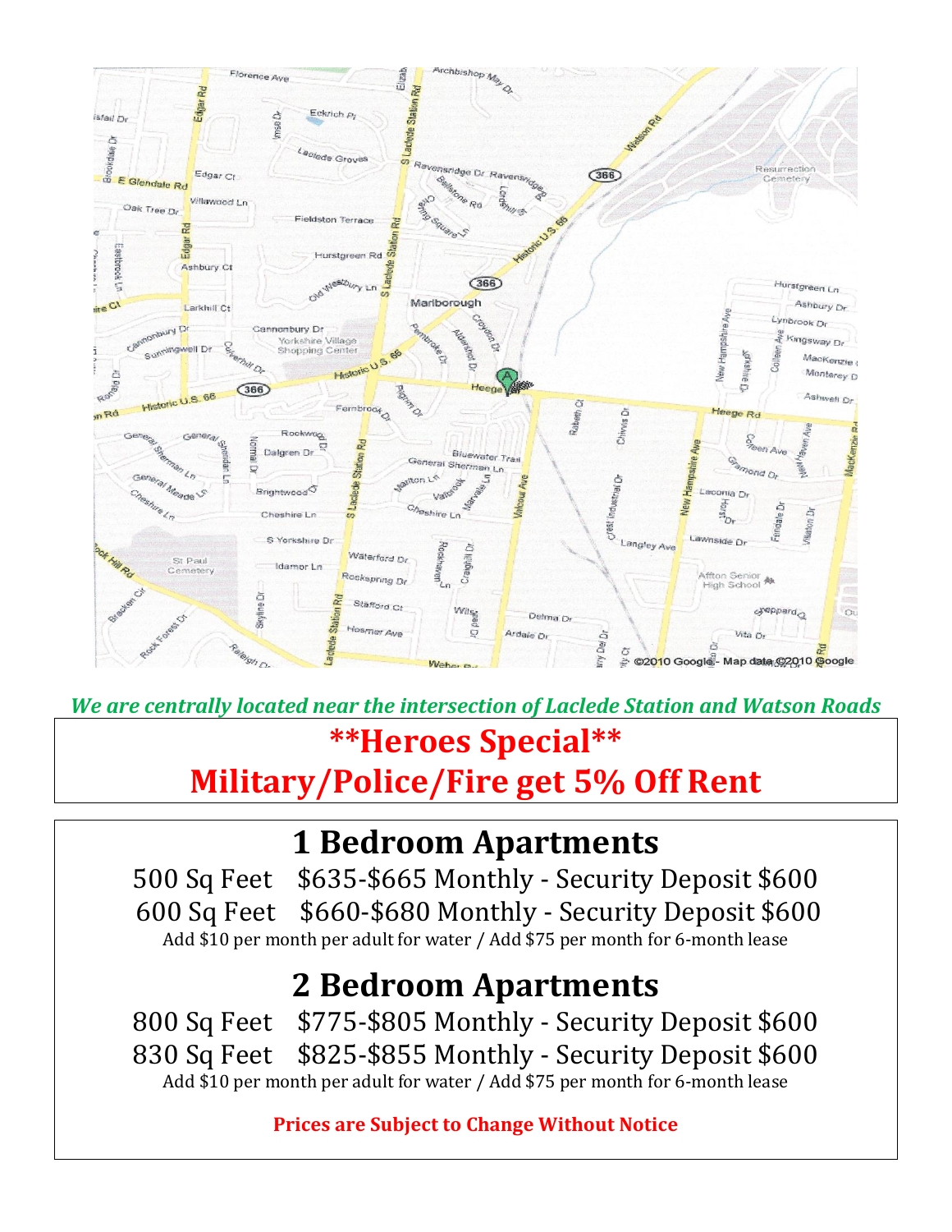*We are centrally located near the intersection of Laclede Station and Watson Roads*

# **Heroes Special**

# Military/Police/Fire get 5% Off Rent

## 1 Bedroom Apartments

500 Sq Feet $635-$665 Monthly - Security Deposit $600

600 Sq Feet $660-$680 Monthly - Security Deposit $600

Add $10 per month per adult for water / Add $75 per month for 6-month lease

## 2 Bedroom Apartments

800 Sq Feet $775-$805 Monthly - Security Deposit $600

830 Sq Feet $825-$855 Monthly - Security Deposit $600

Add $10 per month per adult for water / Add $75 per month for 6-month lease

**Prices are Subject to Change Without Notice**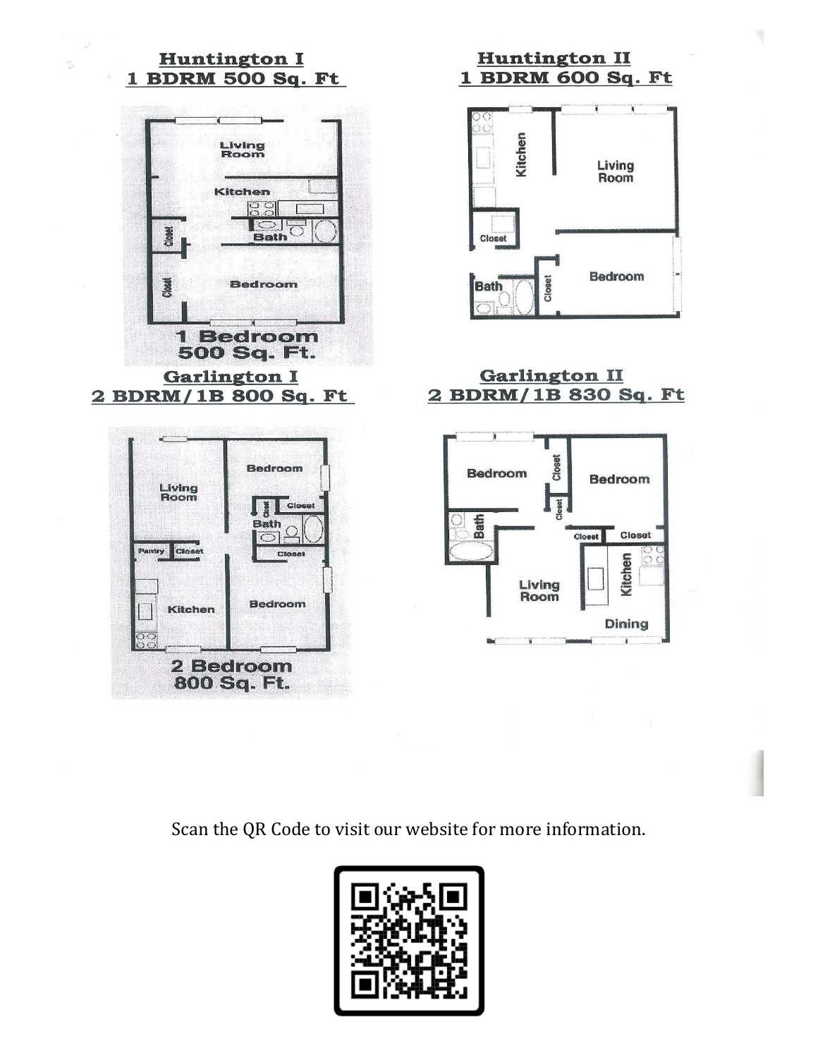## Huntington I
## 1 BDRM 500 Sq. Ft

## Huntington II
## 1 BDRM 600 Sq. Ft

## Garlington I
## 2 BDRM/1B 800 Sq. Ft

## Garlington II
## 2 BDRM/1B 830 Sq. Ft

Scan the QR Code to visit our website for more information.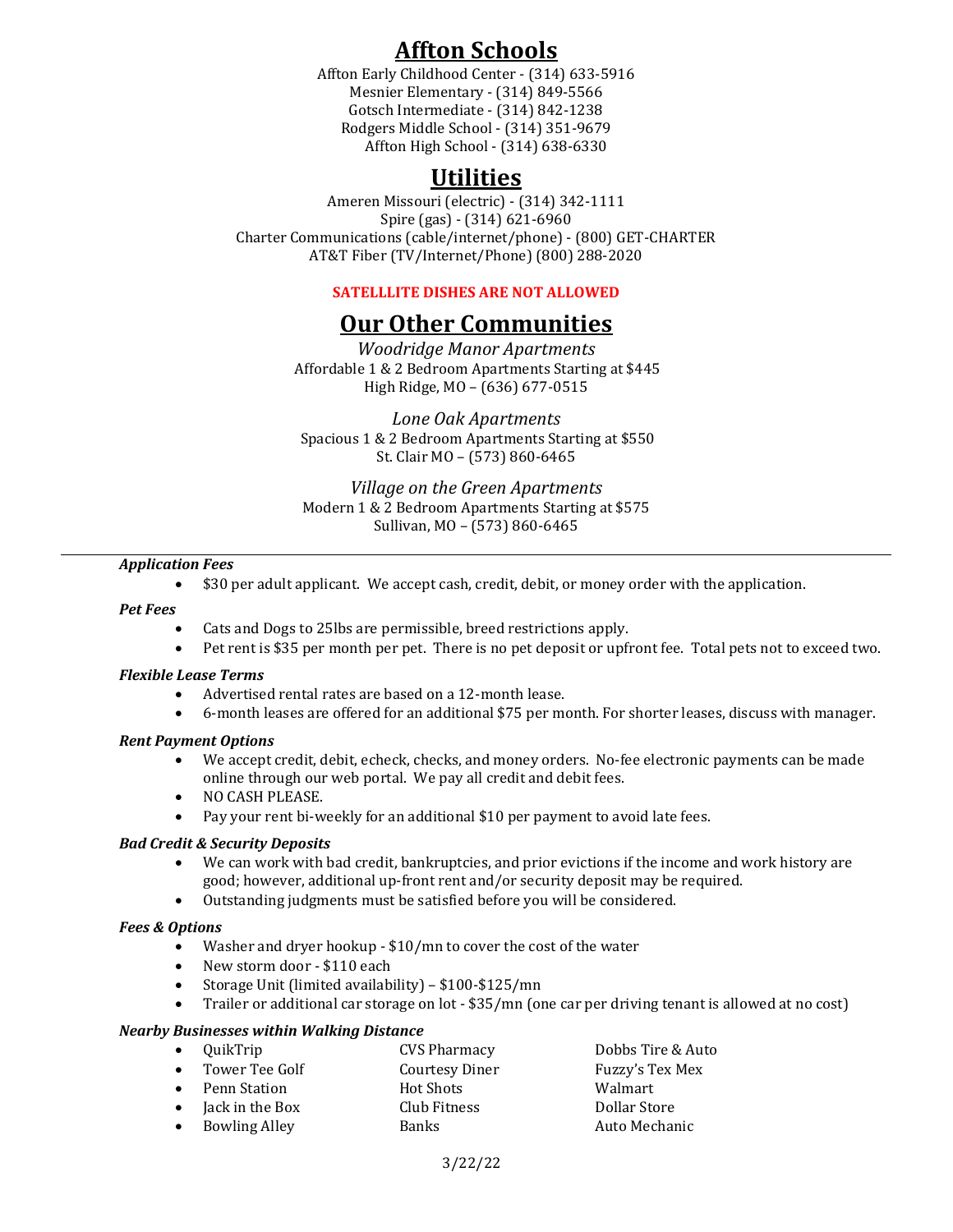# Affton Schools

Affton Early Childhood Center - (314) 633-5916
Mesnier Elementary - (314) 849-5566
Gotsch Intermediate - (314) 842-1238
Rodgers Middle School - (314) 351-9679
Affton High School - (314) 638-6330

# Utilities

Ameren Missouri (electric) - (314) 342-1111
Spire (gas) - (314) 621-6960
Charter Communications (cable/internet/phone) - (800) GET-CHARTER
AT&T Fiber (TV/Internet/Phone) (800) 288-2020

**SATELLLITE DISHES ARE NOT ALLOWED**

# Our Other Communities

*Woodridge Manor Apartments*
Affordable 1 & 2 Bedroom Apartments Starting at $445
High Ridge, MO – (636) 677-0515

*Lone Oak Apartments*
Spacious 1 & 2 Bedroom Apartments Starting at $550
St. Clair MO – (573) 860-6465

*Village on the Green Apartments*
Modern 1 & 2 Bedroom Apartments Starting at $575
Sullivan, MO – (573) 860-6465

---

***Application Fees***

- $30 per adult applicant. We accept cash, credit, debit, or money order with the application.

***Pet Fees***

- Cats and Dogs to 25lbs are permissible, breed restrictions apply.
- Pet rent is $35 per month per pet. There is no pet deposit or upfront fee. Total pets not to exceed two.

***Flexible Lease Terms***

- Advertised rental rates are based on a 12-month lease.
- 6-month leases are offered for an additional $75 per month. For shorter leases, discuss with manager.

***Rent Payment Options***

- We accept credit, debit, echeck, checks, and money orders. No-fee electronic payments can be made online through our web portal. We pay all credit and debit fees.
- NO CASH PLEASE.
- Pay your rent bi-weekly for an additional $10 per payment to avoid late fees.

***Bad Credit & Security Deposits***

- We can work with bad credit, bankruptcies, and prior evictions if the income and work history are good; however, additional up-front rent and/or security deposit may be required.
- Outstanding judgments must be satisfied before you will be considered.

***Fees & Options***

- Washer and dryer hookup - $10/mn to cover the cost of the water
- New storm door - $110 each
- Storage Unit (limited availability) – $100-$125/mn
- Trailer or additional car storage on lot - $35/mn (one car per driving tenant is allowed at no cost)

***Nearby Businesses within Walking Distance***

- QuikTrip
- Tower Tee Golf
- Penn Station
- Jack in the Box
- Bowling Alley
- CVS Pharmacy
- Courtesy Diner
- Hot Shots
- Club Fitness
- Banks
- Dobbs Tire & Auto
- Fuzzy's Tex Mex
- Walmart
- Dollar Store
- Auto Mechanic

3/22/22